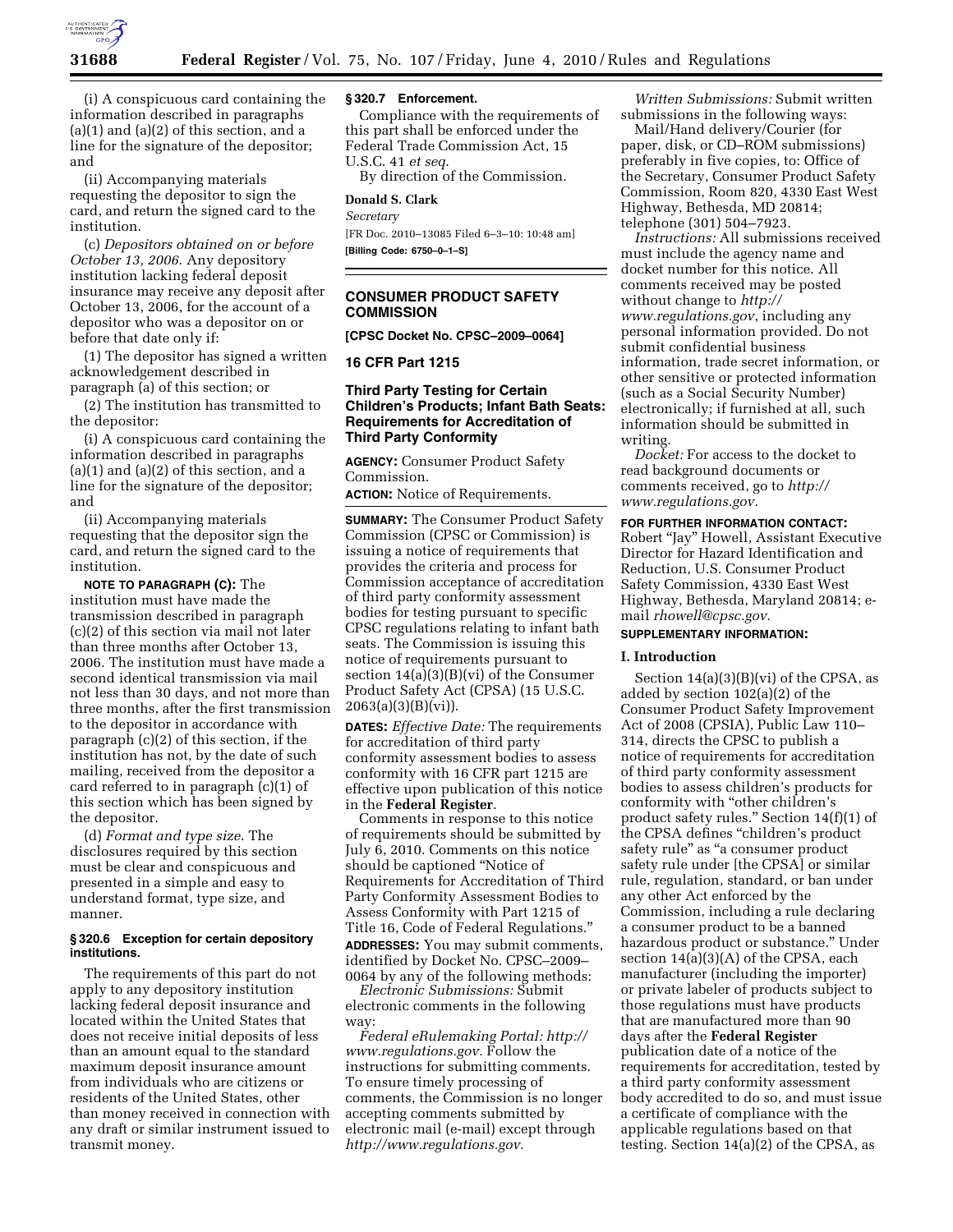(i) A conspicuous card containing the information described in paragraphs (a)(1) and (a)(2) of this section, and a line for the signature of the depositor; and

(ii) Accompanying materials requesting the depositor to sign the card, and return the signed card to the institution.

(c) *Depositors obtained on or before October 13, 2006.* Any depository institution lacking federal deposit insurance may receive any deposit after October 13, 2006, for the account of a depositor who was a depositor on or before that date only if:

(1) The depositor has signed a written acknowledgement described in paragraph (a) of this section; or

(2) The institution has transmitted to the depositor:

(i) A conspicuous card containing the information described in paragraphs (a)(1) and (a)(2) of this section, and a line for the signature of the depositor; and

(ii) Accompanying materials requesting that the depositor sign the card, and return the signed card to the institution.

**NOTE TO PARAGRAPH (C):** The institution must have made the transmission described in paragraph (c)(2) of this section via mail not later than three months after October 13, 2006. The institution must have made a second identical transmission via mail not less than 30 days, and not more than three months, after the first transmission to the depositor in accordance with paragraph (c)(2) of this section, if the institution has not, by the date of such mailing, received from the depositor a card referred to in paragraph (c)(1) of this section which has been signed by the depositor.

(d) *Format and type size.* The disclosures required by this section must be clear and conspicuous and presented in a simple and easy to understand format, type size, and manner.

### § 320.6 Exception for certain depository institutions.

The requirements of this part do not apply to any depository institution lacking federal deposit insurance and located within the United States that does not receive initial deposits of less than an amount equal to the standard maximum deposit insurance amount from individuals who are citizens or residents of the United States, other than money received in connection with any draft or similar instrument issued to transmit money.

### § 320.7 Enforcement.

Compliance with the requirements of this part shall be enforced under the Federal Trade Commission Act, 15 U.S.C. 41 *et seq.*

By direction of the Commission.

**Donald S. Clark**

*Secretary*

[FR Doc. 2010–13085 Filed 6–3–10: 10:48 am]

**[Billing Code: 6750–0–1–S]**

## CONSUMER PRODUCT SAFETY COMMISSION

**[CPSC Docket No. CPSC–2009–0064]**

## 16 CFR Part 1215

## Third Party Testing for Certain Children's Products; Infant Bath Seats: Requirements for Accreditation of Third Party Conformity

**AGENCY:** Consumer Product Safety Commission.

**ACTION:** Notice of Requirements.

**SUMMARY:** The Consumer Product Safety Commission (CPSC or Commission) is issuing a notice of requirements that provides the criteria and process for Commission acceptance of accreditation of third party conformity assessment bodies for testing pursuant to specific CPSC regulations relating to infant bath seats. The Commission is issuing this notice of requirements pursuant to section 14(a)(3)(B)(vi) of the Consumer Product Safety Act (CPSA) (15 U.S.C. 2063(a)(3)(B)(vi)).

**DATES:** *Effective Date:* The requirements for accreditation of third party conformity assessment bodies to assess conformity with 16 CFR part 1215 are effective upon publication of this notice in the **Federal Register**.

Comments in response to this notice of requirements should be submitted by July 6, 2010. Comments on this notice should be captioned "Notice of Requirements for Accreditation of Third Party Conformity Assessment Bodies to Assess Conformity with Part 1215 of Title 16, Code of Federal Regulations."

**ADDRESSES:** You may submit comments, identified by Docket No. CPSC–2009–0064 by any of the following methods:

*Electronic Submissions:* Submit electronic comments in the following way:

*Federal eRulemaking Portal: http://www.regulations.gov.* Follow the instructions for submitting comments. To ensure timely processing of comments, the Commission is no longer accepting comments submitted by electronic mail (e-mail) except through *http://www.regulations.gov.*

*Written Submissions:* Submit written submissions in the following ways:

Mail/Hand delivery/Courier (for paper, disk, or CD–ROM submissions) preferably in five copies, to: Office of the Secretary, Consumer Product Safety Commission, Room 820, 4330 East West Highway, Bethesda, MD 20814; telephone (301) 504–7923.

*Instructions:* All submissions received must include the agency name and docket number for this notice. All comments received may be posted without change to *http://www.regulations.gov*, including any personal information provided. Do not submit confidential business information, trade secret information, or other sensitive or protected information (such as a Social Security Number) electronically; if furnished at all, such information should be submitted in writing.

*Docket:* For access to the docket to read background documents or comments received, go to *http://www.regulations.gov.*

**FOR FURTHER INFORMATION CONTACT:** Robert "Jay" Howell, Assistant Executive Director for Hazard Identification and Reduction, U.S. Consumer Product Safety Commission, 4330 East West Highway, Bethesda, Maryland 20814; e-mail *rhowell@cpsc.gov.*

**SUPPLEMENTARY INFORMATION:**

### I. Introduction

Section 14(a)(3)(B)(vi) of the CPSA, as added by section 102(a)(2) of the Consumer Product Safety Improvement Act of 2008 (CPSIA), Public Law 110–314, directs the CPSC to publish a notice of requirements for accreditation of third party conformity assessment bodies to assess children's products for conformity with "other children's product safety rules." Section 14(f)(1) of the CPSA defines "children's product safety rule" as "a consumer product safety rule under [the CPSA] or similar rule, regulation, standard, or ban under any other Act enforced by the Commission, including a rule declaring a consumer product to be a banned hazardous product or substance." Under section 14(a)(3)(A) of the CPSA, each manufacturer (including the importer) or private labeler of products subject to those regulations must have products that are manufactured more than 90 days after the **Federal Register** publication date of a notice of the requirements for accreditation, tested by a third party conformity assessment body accredited to do so, and must issue a certificate of compliance with the applicable regulations based on that testing. Section 14(a)(2) of the CPSA, as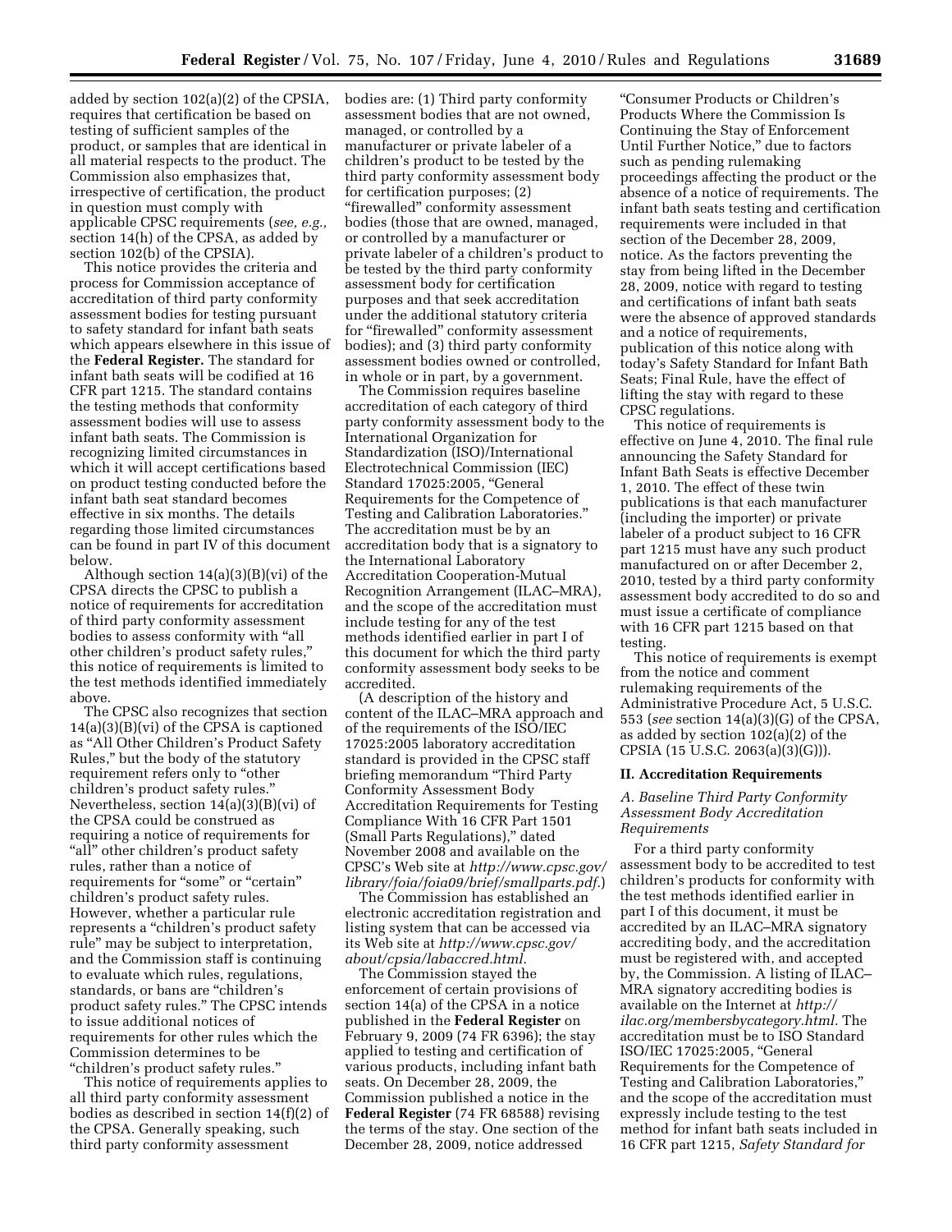added by section 102(a)(2) of the CPSIA, requires that certification be based on testing of sufficient samples of the product, or samples that are identical in all material respects to the product. The Commission also emphasizes that, irrespective of certification, the product in question must comply with applicable CPSC requirements (*see, e.g.,* section 14(h) of the CPSA, as added by section 102(b) of the CPSIA).

This notice provides the criteria and process for Commission acceptance of accreditation of third party conformity assessment bodies for testing pursuant to safety standard for infant bath seats which appears elsewhere in this issue of the **Federal Register.** The standard for infant bath seats will be codified at 16 CFR part 1215. The standard contains the testing methods that conformity assessment bodies will use to assess infant bath seats. The Commission is recognizing limited circumstances in which it will accept certifications based on product testing conducted before the infant bath seat standard becomes effective in six months. The details regarding those limited circumstances can be found in part IV of this document below.

Although section 14(a)(3)(B)(vi) of the CPSA directs the CPSC to publish a notice of requirements for accreditation of third party conformity assessment bodies to assess conformity with "all other children's product safety rules," this notice of requirements is limited to the test methods identified immediately above.

The CPSC also recognizes that section 14(a)(3)(B)(vi) of the CPSA is captioned as "All Other Children's Product Safety Rules," but the body of the statutory requirement refers only to "other children's product safety rules." Nevertheless, section 14(a)(3)(B)(vi) of the CPSA could be construed as requiring a notice of requirements for "all" other children's product safety rules, rather than a notice of requirements for "some" or "certain" children's product safety rules. However, whether a particular rule represents a "children's product safety rule" may be subject to interpretation, and the Commission staff is continuing to evaluate which rules, regulations, standards, or bans are "children's product safety rules." The CPSC intends to issue additional notices of requirements for other rules which the Commission determines to be "children's product safety rules."

This notice of requirements applies to all third party conformity assessment bodies as described in section 14(f)(2) of the CPSA. Generally speaking, such third party conformity assessment bodies are: (1) Third party conformity assessment bodies that are not owned, managed, or controlled by a manufacturer or private labeler of a children's product to be tested by the third party conformity assessment body for certification purposes; (2) "firewalled" conformity assessment bodies (those that are owned, managed, or controlled by a manufacturer or private labeler of a children's product to be tested by the third party conformity assessment body for certification purposes and that seek accreditation under the additional statutory criteria for "firewalled" conformity assessment bodies); and (3) third party conformity assessment bodies owned or controlled, in whole or in part, by a government.

The Commission requires baseline accreditation of each category of third party conformity assessment body to the International Organization for Standardization (ISO)/International Electrotechnical Commission (IEC) Standard 17025:2005, "General Requirements for the Competence of Testing and Calibration Laboratories." The accreditation must be by an accreditation body that is a signatory to the International Laboratory Accreditation Cooperation-Mutual Recognition Arrangement (ILAC–MRA), and the scope of the accreditation must include testing for any of the test methods identified earlier in part I of this document for which the third party conformity assessment body seeks to be accredited.

(A description of the history and content of the ILAC–MRA approach and of the requirements of the ISO/IEC 17025:2005 laboratory accreditation standard is provided in the CPSC staff briefing memorandum "Third Party Conformity Assessment Body Accreditation Requirements for Testing Compliance With 16 CFR Part 1501 (Small Parts Regulations)," dated November 2008 and available on the CPSC's Web site at *http://www.cpsc.gov/library/foia/foia09/brief/smallparts.pdf.*)

The Commission has established an electronic accreditation registration and listing system that can be accessed via its Web site at *http://www.cpsc.gov/about/cpsia/labaccred.html.*

The Commission stayed the enforcement of certain provisions of section 14(a) of the CPSA in a notice published in the **Federal Register** on February 9, 2009 (74 FR 6396); the stay applied to testing and certification of various products, including infant bath seats. On December 28, 2009, the Commission published a notice in the **Federal Register** (74 FR 68588) revising the terms of the stay. One section of the December 28, 2009, notice addressed "Consumer Products or Children's Products Where the Commission Is Continuing the Stay of Enforcement Until Further Notice," due to factors such as pending rulemaking proceedings affecting the product or the absence of a notice of requirements. The infant bath seats testing and certification requirements were included in that section of the December 28, 2009, notice. As the factors preventing the stay from being lifted in the December 28, 2009, notice with regard to testing and certifications of infant bath seats were the absence of approved standards and a notice of requirements, publication of this notice along with today's Safety Standard for Infant Bath Seats; Final Rule, have the effect of lifting the stay with regard to these CPSC regulations.

This notice of requirements is effective on June 4, 2010. The final rule announcing the Safety Standard for Infant Bath Seats is effective December 1, 2010. The effect of these twin publications is that each manufacturer (including the importer) or private labeler of a product subject to 16 CFR part 1215 must have any such product manufactured on or after December 2, 2010, tested by a third party conformity assessment body accredited to do so and must issue a certificate of compliance with 16 CFR part 1215 based on that testing.

This notice of requirements is exempt from the notice and comment rulemaking requirements of the Administrative Procedure Act, 5 U.S.C. 553 (*see* section 14(a)(3)(G) of the CPSA, as added by section 102(a)(2) of the CPSIA (15 U.S.C. 2063(a)(3)(G))).

## II. Accreditation Requirements

### *A. Baseline Third Party Conformity Assessment Body Accreditation Requirements*

For a third party conformity assessment body to be accredited to test children's products for conformity with the test methods identified earlier in part I of this document, it must be accredited by an ILAC–MRA signatory accrediting body, and the accreditation must be registered with, and accepted by, the Commission. A listing of ILAC–MRA signatory accrediting bodies is available on the Internet at *http://ilac.org/membersbycategory.html.* The accreditation must be to ISO Standard ISO/IEC 17025:2005, "General Requirements for the Competence of Testing and Calibration Laboratories," and the scope of the accreditation must expressly include testing to the test method for infant bath seats included in 16 CFR part 1215, *Safety Standard for*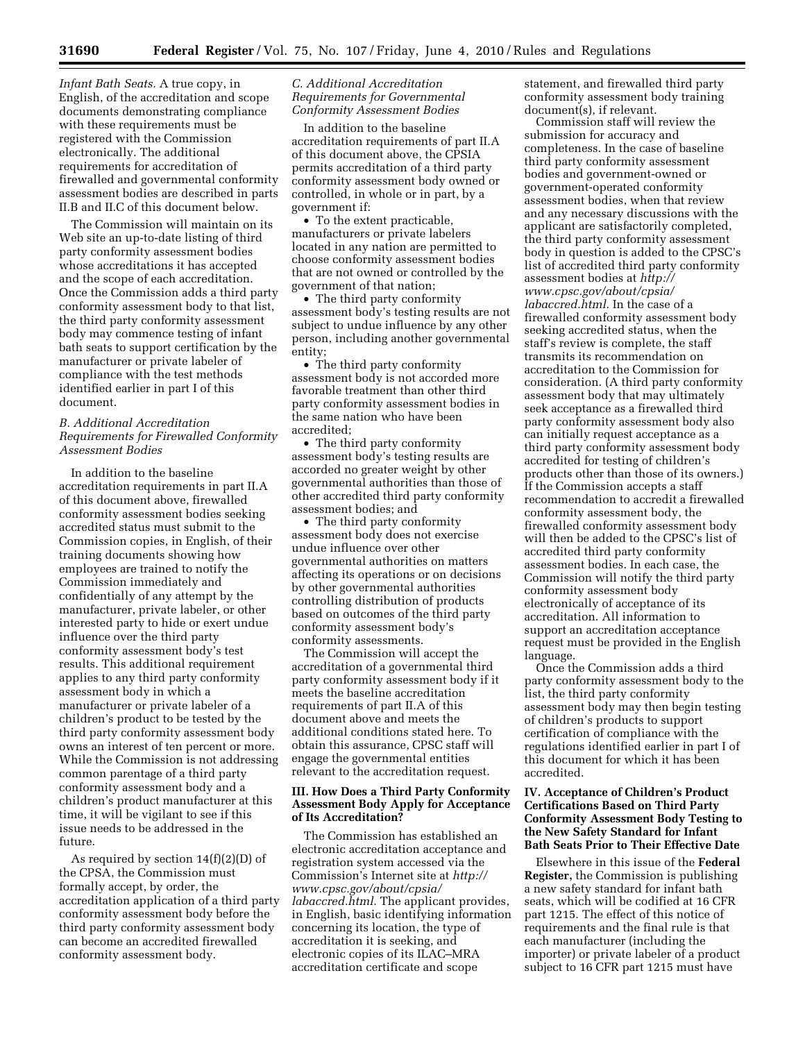*Infant Bath Seats.* A true copy, in English, of the accreditation and scope documents demonstrating compliance with these requirements must be registered with the Commission electronically. The additional requirements for accreditation of firewalled and governmental conformity assessment bodies are described in parts II.B and II.C of this document below.

The Commission will maintain on its Web site an up-to-date listing of third party conformity assessment bodies whose accreditations it has accepted and the scope of each accreditation. Once the Commission adds a third party conformity assessment body to that list, the third party conformity assessment body may commence testing of infant bath seats to support certification by the manufacturer or private labeler of compliance with the test methods identified earlier in part I of this document.

### *B. Additional Accreditation Requirements for Firewalled Conformity Assessment Bodies*

In addition to the baseline accreditation requirements in part II.A of this document above, firewalled conformity assessment bodies seeking accredited status must submit to the Commission copies, in English, of their training documents showing how employees are trained to notify the Commission immediately and confidentially of any attempt by the manufacturer, private labeler, or other interested party to hide or exert undue influence over the third party conformity assessment body's test results. This additional requirement applies to any third party conformity assessment body in which a manufacturer or private labeler of a children's product to be tested by the third party conformity assessment body owns an interest of ten percent or more. While the Commission is not addressing common parentage of a third party conformity assessment body and a children's product manufacturer at this time, it will be vigilant to see if this issue needs to be addressed in the future.

As required by section 14(f)(2)(D) of the CPSA, the Commission must formally accept, by order, the accreditation application of a third party conformity assessment body before the third party conformity assessment body can become an accredited firewalled conformity assessment body.

### *C. Additional Accreditation Requirements for Governmental Conformity Assessment Bodies*

In addition to the baseline accreditation requirements of part II.A of this document above, the CPSIA permits accreditation of a third party conformity assessment body owned or controlled, in whole or in part, by a government if:

- To the extent practicable, manufacturers or private labelers located in any nation are permitted to choose conformity assessment bodies that are not owned or controlled by the government of that nation;
- The third party conformity assessment body's testing results are not subject to undue influence by any other person, including another governmental entity;
- The third party conformity assessment body is not accorded more favorable treatment than other third party conformity assessment bodies in the same nation who have been accredited;
- The third party conformity assessment body's testing results are accorded no greater weight by other governmental authorities than those of other accredited third party conformity assessment bodies; and
- The third party conformity assessment body does not exercise undue influence over other governmental authorities on matters affecting its operations or on decisions by other governmental authorities controlling distribution of products based on outcomes of the third party conformity assessment body's conformity assessments.

The Commission will accept the accreditation of a governmental third party conformity assessment body if it meets the baseline accreditation requirements of part II.A of this document above and meets the additional conditions stated here. To obtain this assurance, CPSC staff will engage the governmental entities relevant to the accreditation request.

## III. How Does a Third Party Conformity Assessment Body Apply for Acceptance of Its Accreditation?

The Commission has established an electronic accreditation acceptance and registration system accessed via the Commission's Internet site at *http://www.cpsc.gov/about/cpsia/labaccred.html.* The applicant provides, in English, basic identifying information concerning its location, the type of accreditation it is seeking, and electronic copies of its ILAC–MRA accreditation certificate and scope statement, and firewalled third party conformity assessment body training document(s), if relevant.

Commission staff will review the submission for accuracy and completeness. In the case of baseline third party conformity assessment bodies and government-owned or government-operated conformity assessment bodies, when that review and any necessary discussions with the applicant are satisfactorily completed, the third party conformity assessment body in question is added to the CPSC's list of accredited third party conformity assessment bodies at *http://www.cpsc.gov/about/cpsia/labaccred.html.* In the case of a firewalled conformity assessment body seeking accredited status, when the staff's review is complete, the staff transmits its recommendation on accreditation to the Commission for consideration. (A third party conformity assessment body that may ultimately seek acceptance as a firewalled third party conformity assessment body also can initially request acceptance as a third party conformity assessment body accredited for testing of children's products other than those of its owners.) If the Commission accepts a staff recommendation to accredit a firewalled conformity assessment body, the firewalled conformity assessment body will then be added to the CPSC's list of accredited third party conformity assessment bodies. In each case, the Commission will notify the third party conformity assessment body electronically of acceptance of its accreditation. All information to support an accreditation acceptance request must be provided in the English language.

Once the Commission adds a third party conformity assessment body to the list, the third party conformity assessment body may then begin testing of children's products to support certification of compliance with the regulations identified earlier in part I of this document for which it has been accredited.

## IV. Acceptance of Children's Product Certifications Based on Third Party Conformity Assessment Body Testing to the New Safety Standard for Infant Bath Seats Prior to Their Effective Date

Elsewhere in this issue of the **Federal Register,** the Commission is publishing a new safety standard for infant bath seats, which will be codified at 16 CFR part 1215. The effect of this notice of requirements and the final rule is that each manufacturer (including the importer) or private labeler of a product subject to 16 CFR part 1215 must have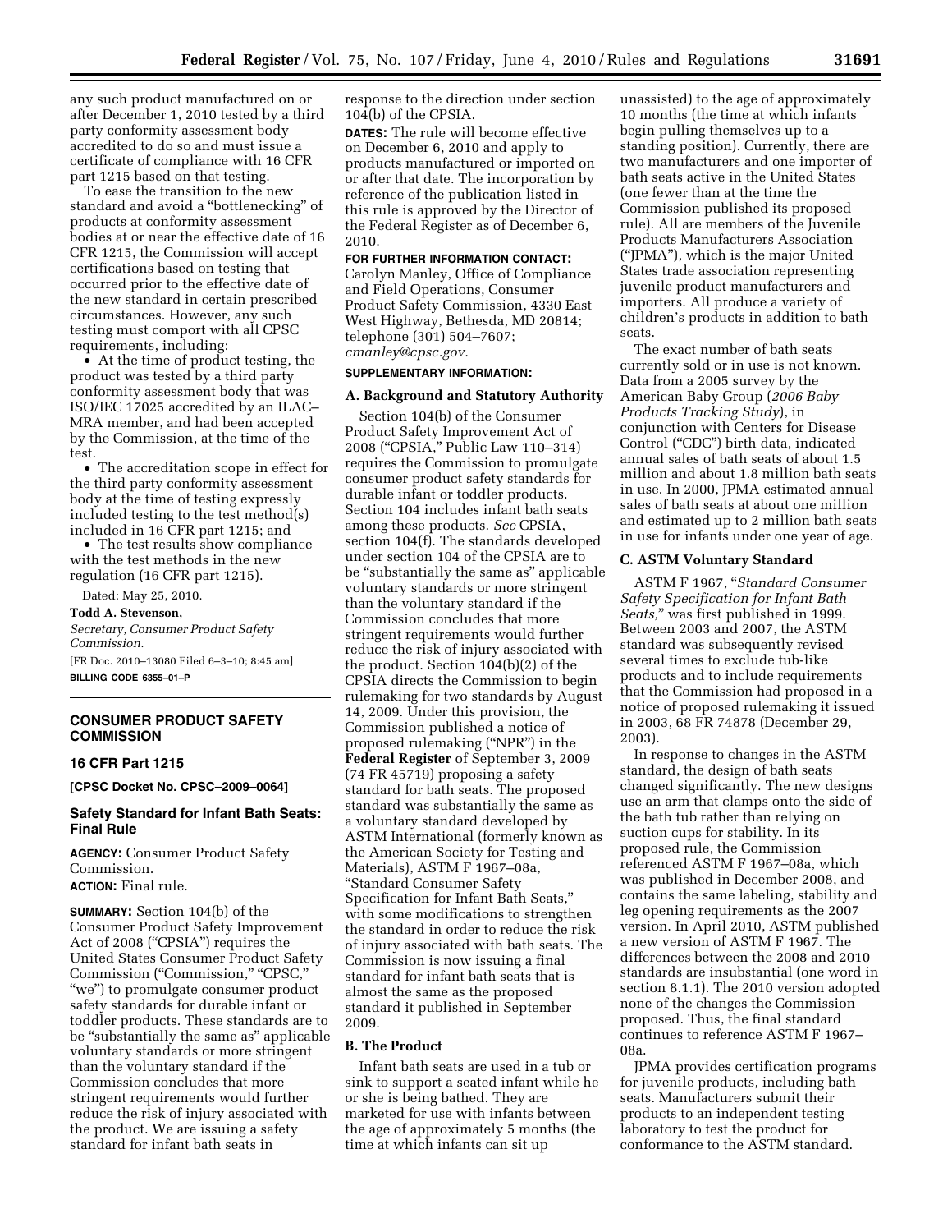any such product manufactured on or after December 1, 2010 tested by a third party conformity assessment body accredited to do so and must issue a certificate of compliance with 16 CFR part 1215 based on that testing.

To ease the transition to the new standard and avoid a "bottlenecking" of products at conformity assessment bodies at or near the effective date of 16 CFR 1215, the Commission will accept certifications based on testing that occurred prior to the effective date of the new standard in certain prescribed circumstances. However, any such testing must comport with all CPSC requirements, including:

- At the time of product testing, the product was tested by a third party conformity assessment body that was ISO/IEC 17025 accredited by an ILAC–MRA member, and had been accepted by the Commission, at the time of the test.
- The accreditation scope in effect for the third party conformity assessment body at the time of testing expressly included testing to the test method(s) included in 16 CFR part 1215; and
- The test results show compliance with the test methods in the new regulation (16 CFR part 1215).

Dated: May 25, 2010.

**Todd A. Stevenson,**

*Secretary, Consumer Product Safety Commission.*

[FR Doc. 2010–13080 Filed 6–3–10; 8:45 am]

**BILLING CODE 6355–01–P**

---

## CONSUMER PRODUCT SAFETY COMMISSION

### 16 CFR Part 1215

**[CPSC Docket No. CPSC–2009–0064]**

### Safety Standard for Infant Bath Seats: Final Rule

**AGENCY:** Consumer Product Safety Commission.

**ACTION:** Final rule.

**SUMMARY:** Section 104(b) of the Consumer Product Safety Improvement Act of 2008 ("CPSIA") requires the United States Consumer Product Safety Commission ("Commission," "CPSC," "we") to promulgate consumer product safety standards for durable infant or toddler products. These standards are to be "substantially the same as" applicable voluntary standards or more stringent than the voluntary standard if the Commission concludes that more stringent requirements would further reduce the risk of injury associated with the product. We are issuing a safety standard for infant bath seats in response to the direction under section 104(b) of the CPSIA.

**DATES:** The rule will become effective on December 6, 2010 and apply to products manufactured or imported on or after that date. The incorporation by reference of the publication listed in this rule is approved by the Director of the Federal Register as of December 6, 2010.

**FOR FURTHER INFORMATION CONTACT:** Carolyn Manley, Office of Compliance and Field Operations, Consumer Product Safety Commission, 4330 East West Highway, Bethesda, MD 20814; telephone (301) 504–7607; *cmanley@cpsc.gov.*

**SUPPLEMENTARY INFORMATION:**

#### A. Background and Statutory Authority

Section 104(b) of the Consumer Product Safety Improvement Act of 2008 ("CPSIA," Public Law 110–314) requires the Commission to promulgate consumer product safety standards for durable infant or toddler products. Section 104 includes infant bath seats among these products. *See* CPSIA, section 104(f). The standards developed under section 104 of the CPSIA are to be "substantially the same as" applicable voluntary standards or more stringent than the voluntary standard if the Commission concludes that more stringent requirements would further reduce the risk of injury associated with the product. Section 104(b)(2) of the CPSIA directs the Commission to begin rulemaking for two standards by August 14, 2009. Under this provision, the Commission published a notice of proposed rulemaking ("NPR") in the **Federal Register** of September 3, 2009 (74 FR 45719) proposing a safety standard for bath seats. The proposed standard was substantially the same as a voluntary standard developed by ASTM International (formerly known as the American Society for Testing and Materials), ASTM F 1967–08a, "Standard Consumer Safety Specification for Infant Bath Seats," with some modifications to strengthen the standard in order to reduce the risk of injury associated with bath seats. The Commission is now issuing a final standard for infant bath seats that is almost the same as the proposed standard it published in September 2009.

#### B. The Product

Infant bath seats are used in a tub or sink to support a seated infant while he or she is being bathed. They are marketed for use with infants between the age of approximately 5 months (the time at which infants can sit up unassisted) to the age of approximately 10 months (the time at which infants begin pulling themselves up to a standing position). Currently, there are two manufacturers and one importer of bath seats active in the United States (one fewer than at the time the Commission published its proposed rule). All are members of the Juvenile Products Manufacturers Association ("JPMA"), which is the major United States trade association representing juvenile product manufacturers and importers. All produce a variety of children's products in addition to bath seats.

The exact number of bath seats currently sold or in use is not known. Data from a 2005 survey by the American Baby Group (*2006 Baby Products Tracking Study*), in conjunction with Centers for Disease Control ("CDC") birth data, indicated annual sales of bath seats of about 1.5 million and about 1.8 million bath seats in use. In 2000, JPMA estimated annual sales of bath seats at about one million and estimated up to 2 million bath seats in use for infants under one year of age.

#### C. ASTM Voluntary Standard

ASTM F 1967, "*Standard Consumer Safety Specification for Infant Bath Seats,*" was first published in 1999. Between 2003 and 2007, the ASTM standard was subsequently revised several times to exclude tub-like products and to include requirements that the Commission had proposed in a notice of proposed rulemaking it issued in 2003, 68 FR 74878 (December 29, 2003).

In response to changes in the ASTM standard, the design of bath seats changed significantly. The new designs use an arm that clamps onto the side of the bath tub rather than relying on suction cups for stability. In its proposed rule, the Commission referenced ASTM F 1967–08a, which was published in December 2008, and contains the same labeling, stability and leg opening requirements as the 2007 version. In April 2010, ASTM published a new version of ASTM F 1967. The differences between the 2008 and 2010 standards are insubstantial (one word in section 8.1.1). The 2010 version adopted none of the changes the Commission proposed. Thus, the final standard continues to reference ASTM F 1967–08a.

JPMA provides certification programs for juvenile products, including bath seats. Manufacturers submit their products to an independent testing laboratory to test the product for conformance to the ASTM standard.